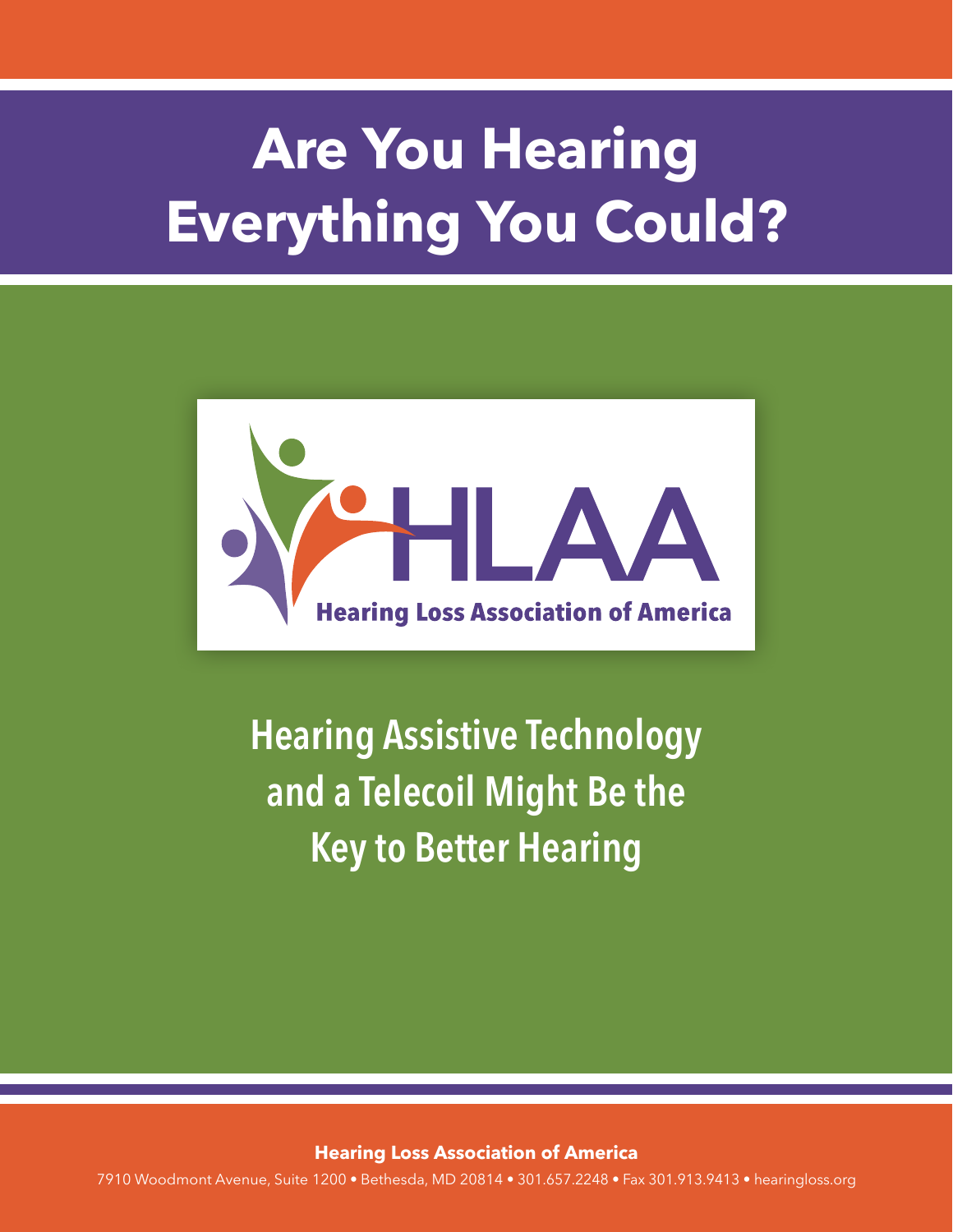# Are You Hearing Everything You Could?

HLAA

Hearing Loss Association of America

## Hearing Assistive Technology and a Telecoil Might Be the Key to Better Hearing

**Hearing Loss Association of America**

7910 Woodmont Avenue, Suite 1200 • Bethesda, MD 20814 • 301.657.2248 • Fax 301.913.9413 • hearingloss.org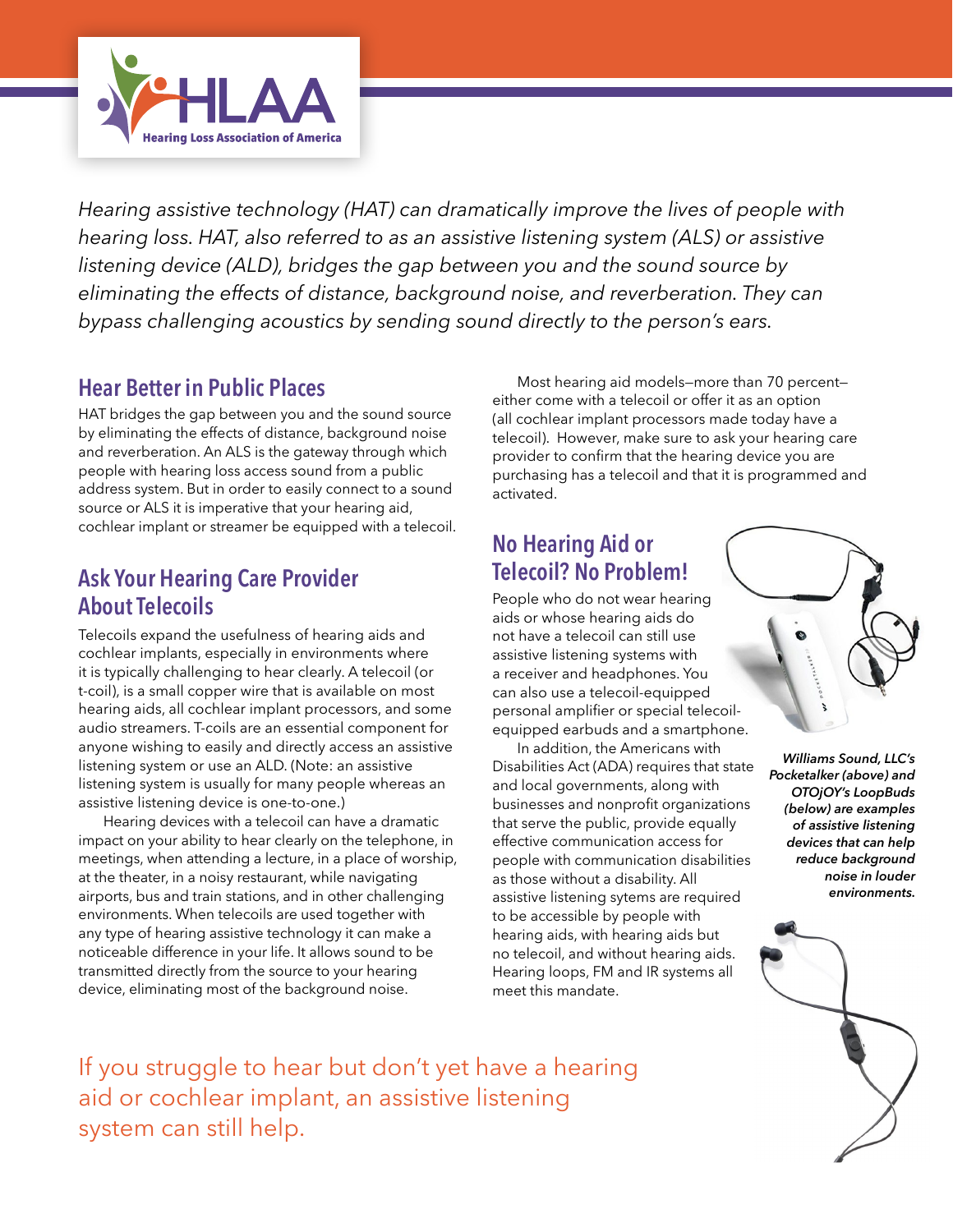*Hearing assistive technology (HAT) can dramatically improve the lives of people with hearing loss. HAT, also referred to as an assistive listening system (ALS) or assistive listening device (ALD), bridges the gap between you and the sound source by eliminating the effects of distance, background noise, and reverberation. They can bypass challenging acoustics by sending sound directly to the person's ears.*

## Hear Better in Public Places

HAT bridges the gap between you and the sound source by eliminating the effects of distance, background noise and reverberation. An ALS is the gateway through which people with hearing loss access sound from a public address system. But in order to easily connect to a sound source or ALS it is imperative that your hearing aid, cochlear implant or streamer be equipped with a telecoil.

## Ask Your Hearing Care Provider About Telecoils

Telecoils expand the usefulness of hearing aids and cochlear implants, especially in environments where it is typically challenging to hear clearly. A telecoil (or t-coil), is a small copper wire that is available on most hearing aids, all cochlear implant processors, and some audio streamers. T-coils are an essential component for anyone wishing to easily and directly access an assistive listening system or use an ALD. (Note: an assistive listening system is usually for many people whereas an assistive listening device is one-to-one.)

Hearing devices with a telecoil can have a dramatic impact on your ability to hear clearly on the telephone, in meetings, when attending a lecture, in a place of worship, at the theater, in a noisy restaurant, while navigating airports, bus and train stations, and in other challenging environments. When telecoils are used together with any type of hearing assistive technology it can make a noticeable difference in your life. It allows sound to be transmitted directly from the source to your hearing device, eliminating most of the background noise.

Most hearing aid models—more than 70 percent—either come with a telecoil or offer it as an option (all cochlear implant processors made today have a telecoil). However, make sure to ask your hearing care provider to confirm that the hearing device you are purchasing has a telecoil and that it is programmed and activated.

## No Hearing Aid or Telecoil? No Problem!

People who do not wear hearing aids or whose hearing aids do not have a telecoil can still use assistive listening systems with a receiver and headphones. You can also use a telecoil-equipped personal amplifier or special telecoil-equipped earbuds and a smartphone.

In addition, the Americans with Disabilities Act (ADA) requires that state and local governments, along with businesses and nonprofit organizations that serve the public, provide equally effective communication access for people with communication disabilities as those without a disability. All assistive listening sytems are required to be accessible by people with hearing aids, with hearing aids but no telecoil, and without hearing aids. Hearing loops, FM and IR systems all meet this mandate.

***Williams Sound, LLC's Pocketalker (above) and OTOjOY's LoopBuds (below) are examples of assistive listening devices that can help reduce background noise in louder environments.***

If you struggle to hear but don't yet have a hearing aid or cochlear implant, an assistive listening system can still help.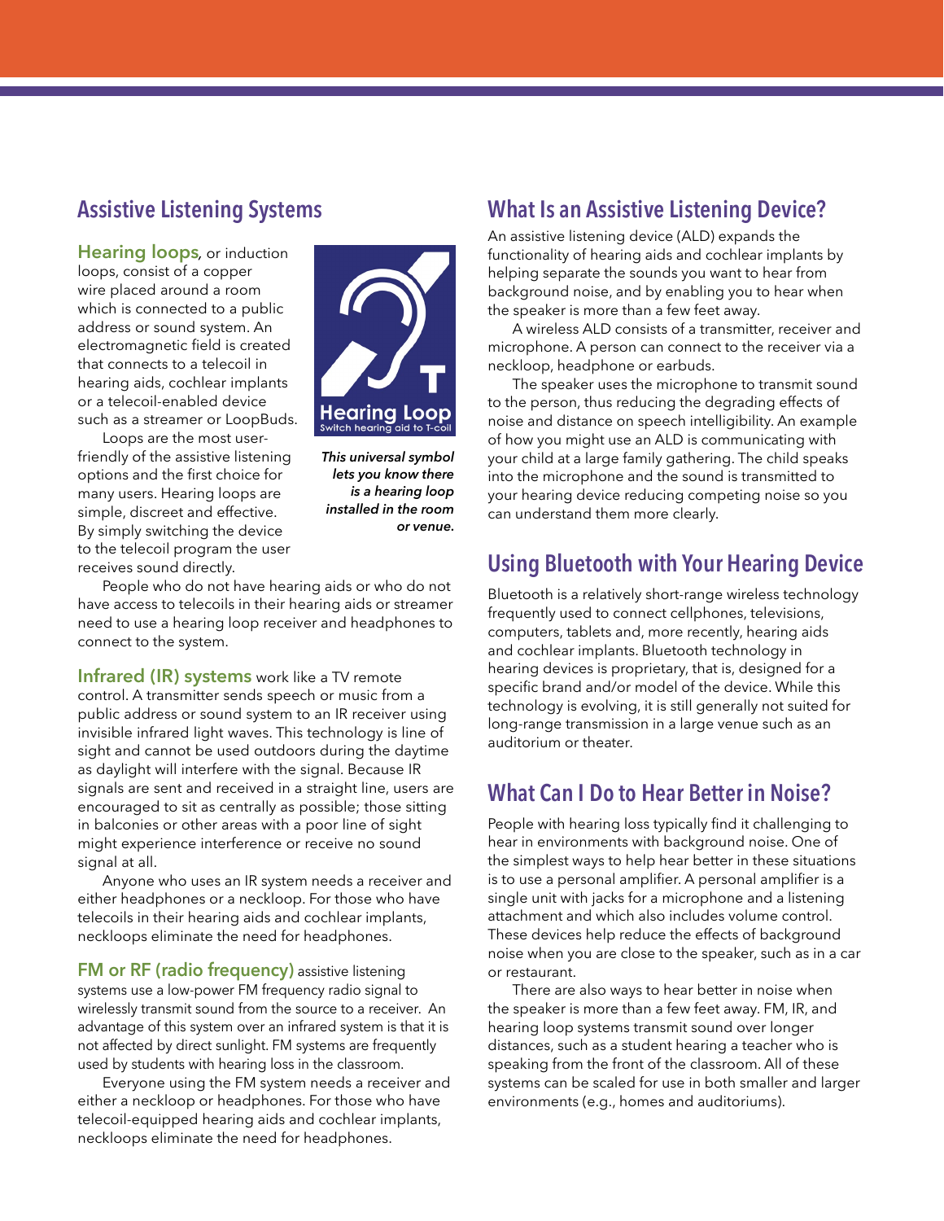## Assistive Listening Systems

**Hearing loops**, or induction loops, consist of a copper wire placed around a room which is connected to a public address or sound system. An electromagnetic field is created that connects to a telecoil in hearing aids, cochlear implants or a telecoil-enabled device such as a streamer or LoopBuds.

Loops are the most user-friendly of the assistive listening options and the first choice for many users. Hearing loops are simple, discreet and effective. By simply switching the device to the telecoil program the user receives sound directly.

*This universal symbol lets you know there is a hearing loop installed in the room or venue.*

People who do not have hearing aids or who do not have access to telecoils in their hearing aids or streamer need to use a hearing loop receiver and headphones to connect to the system.

**Infrared (IR) systems** work like a TV remote control. A transmitter sends speech or music from a public address or sound system to an IR receiver using invisible infrared light waves. This technology is line of sight and cannot be used outdoors during the daytime as daylight will interfere with the signal. Because IR signals are sent and received in a straight line, users are encouraged to sit as centrally as possible; those sitting in balconies or other areas with a poor line of sight might experience interference or receive no sound signal at all.

Anyone who uses an IR system needs a receiver and either headphones or a neckloop. For those who have telecoils in their hearing aids and cochlear implants, neckloops eliminate the need for headphones.

**FM or RF (radio frequency)** assistive listening systems use a low-power FM frequency radio signal to wirelessly transmit sound from the source to a receiver. An advantage of this system over an infrared system is that it is not affected by direct sunlight. FM systems are frequently used by students with hearing loss in the classroom.

Everyone using the FM system needs a receiver and either a neckloop or headphones. For those who have telecoil-equipped hearing aids and cochlear implants, neckloops eliminate the need for headphones.

## What Is an Assistive Listening Device?

An assistive listening device (ALD) expands the functionality of hearing aids and cochlear implants by helping separate the sounds you want to hear from background noise, and by enabling you to hear when the speaker is more than a few feet away.

A wireless ALD consists of a transmitter, receiver and microphone. A person can connect to the receiver via a neckloop, headphone or earbuds.

The speaker uses the microphone to transmit sound to the person, thus reducing the degrading effects of noise and distance on speech intelligibility. An example of how you might use an ALD is communicating with your child at a large family gathering. The child speaks into the microphone and the sound is transmitted to your hearing device reducing competing noise so you can understand them more clearly.

## Using Bluetooth with Your Hearing Device

Bluetooth is a relatively short-range wireless technology frequently used to connect cellphones, televisions, computers, tablets and, more recently, hearing aids and cochlear implants. Bluetooth technology in hearing devices is proprietary, that is, designed for a specific brand and/or model of the device. While this technology is evolving, it is still generally not suited for long-range transmission in a large venue such as an auditorium or theater.

## What Can I Do to Hear Better in Noise?

People with hearing loss typically find it challenging to hear in environments with background noise. One of the simplest ways to help hear better in these situations is to use a personal amplifier. A personal amplifier is a single unit with jacks for a microphone and a listening attachment and which also includes volume control. These devices help reduce the effects of background noise when you are close to the speaker, such as in a car or restaurant.

There are also ways to hear better in noise when the speaker is more than a few feet away. FM, IR, and hearing loop systems transmit sound over longer distances, such as a student hearing a teacher who is speaking from the front of the classroom. All of these systems can be scaled for use in both smaller and larger environments (e.g., homes and auditoriums).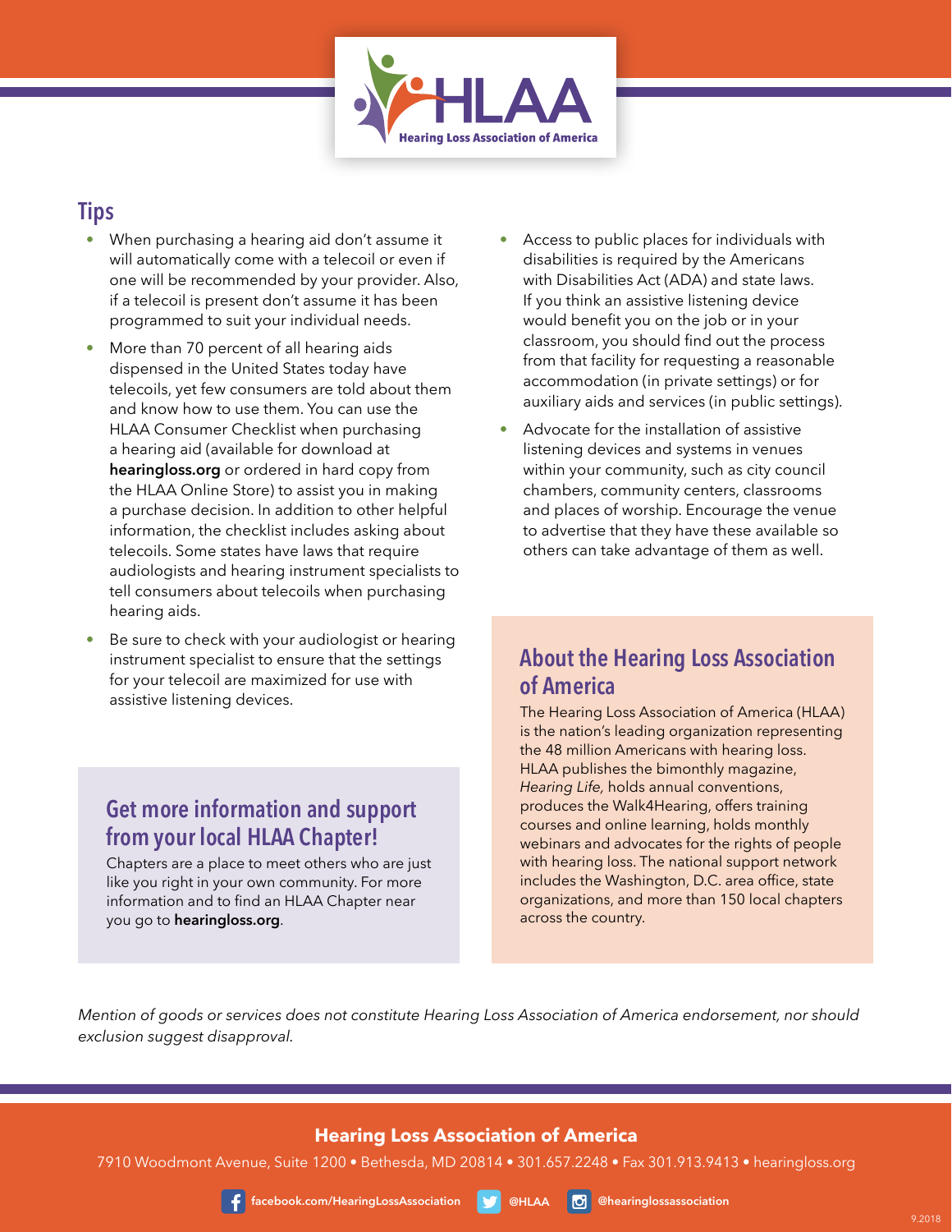## Tips

- When purchasing a hearing aid don't assume it will automatically come with a telecoil or even if one will be recommended by your provider. Also, if a telecoil is present don't assume it has been programmed to suit your individual needs.
- More than 70 percent of all hearing aids dispensed in the United States today have telecoils, yet few consumers are told about them and know how to use them. You can use the HLAA Consumer Checklist when purchasing a hearing aid (available for download at **hearingloss.org** or ordered in hard copy from the HLAA Online Store) to assist you in making a purchase decision. In addition to other helpful information, the checklist includes asking about telecoils. Some states have laws that require audiologists and hearing instrument specialists to tell consumers about telecoils when purchasing hearing aids.
- Be sure to check with your audiologist or hearing instrument specialist to ensure that the settings for your telecoil are maximized for use with assistive listening devices.
- Access to public places for individuals with disabilities is required by the Americans with Disabilities Act (ADA) and state laws. If you think an assistive listening device would benefit you on the job or in your classroom, you should find out the process from that facility for requesting a reasonable accommodation (in private settings) or for auxiliary aids and services (in public settings).
- Advocate for the installation of assistive listening devices and systems in venues within your community, such as city council chambers, community centers, classrooms and places of worship. Encourage the venue to advertise that they have these available so others can take advantage of them as well.

### Get more information and support from your local HLAA Chapter!

Chapters are a place to meet others who are just like you right in your own community. For more information and to find an HLAA Chapter near you go to **hearingloss.org**.

### About the Hearing Loss Association of America

The Hearing Loss Association of America (HLAA) is the nation's leading organization representing the 48 million Americans with hearing loss. HLAA publishes the bimonthly magazine, *Hearing Life,* holds annual conventions, produces the Walk4Hearing, offers training courses and online learning, holds monthly webinars and advocates for the rights of people with hearing loss. The national support network includes the Washington, D.C. area office, state organizations, and more than 150 local chapters across the country.

*Mention of goods or services does not constitute Hearing Loss Association of America endorsement, nor should exclusion suggest disapproval.*

**Hearing Loss Association of America**

7910 Woodmont Avenue, Suite 1200 • Bethesda, MD 20814 • 301.657.2248 • Fax 301.913.9413 • hearingloss.org

facebook.com/HearingLossAssociation   @HLAA   @hearinglossassociation

9.2018